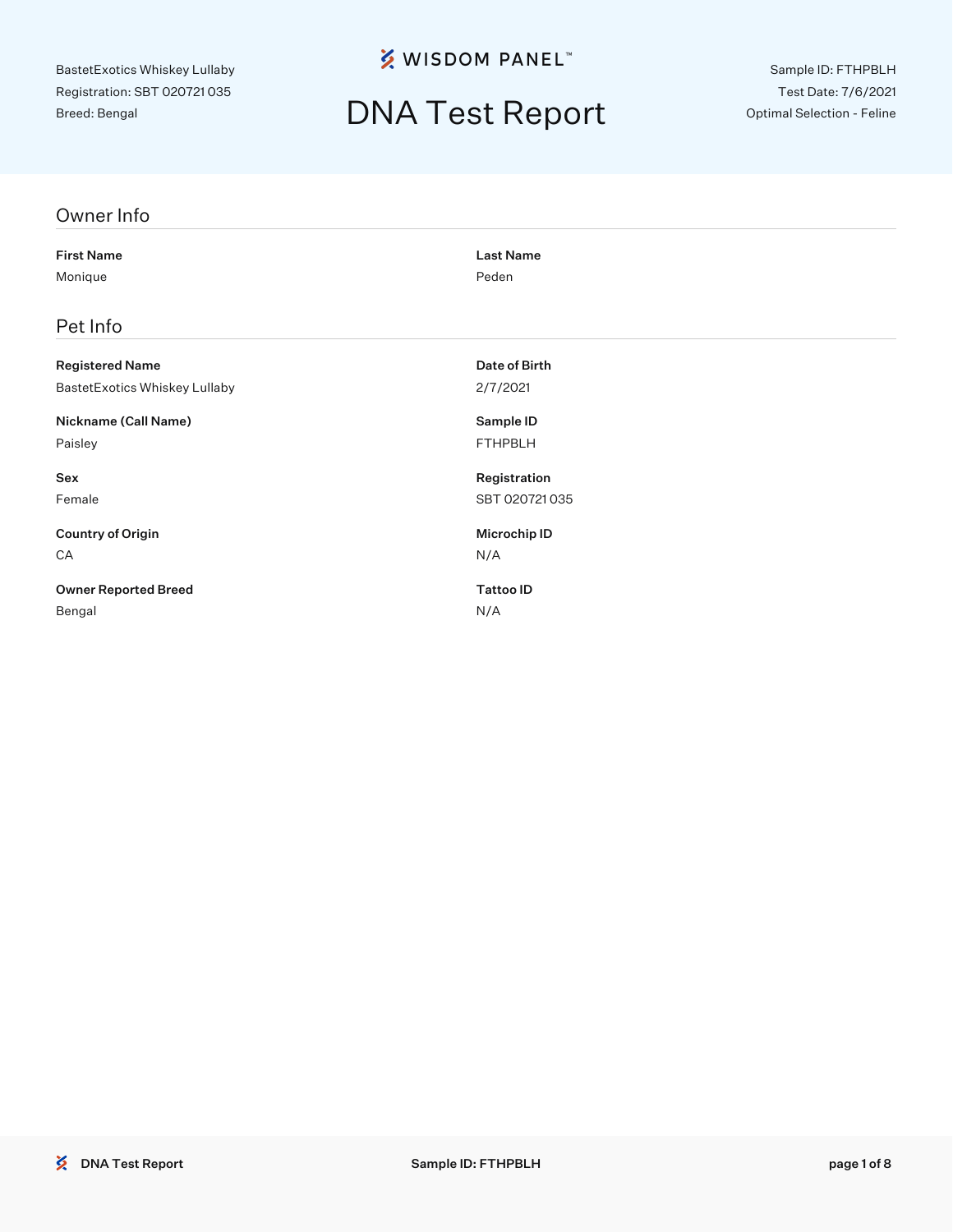BastetExotics Whiskey Lullaby
Registration: SBT 020721 035
Breed: Bengal

WISDOM PANEL™

# DNA Test Report

Sample ID: FTHPBLH
Test Date: 7/6/2021
Optimal Selection - Feline

## Owner Info

**First Name**
Monique

**Last Name**
Peden

## Pet Info

**Registered Name**
BastetExotics Whiskey Lullaby

**Date of Birth**
2/7/2021

**Nickname (Call Name)**
Paisley

**Sample ID**
FTHPBLH

**Sex**
Female

**Registration**
SBT 020721 035

**Country of Origin**
CA

**Microchip ID**
N/A

**Owner Reported Breed**
Bengal

**Tattoo ID**
N/A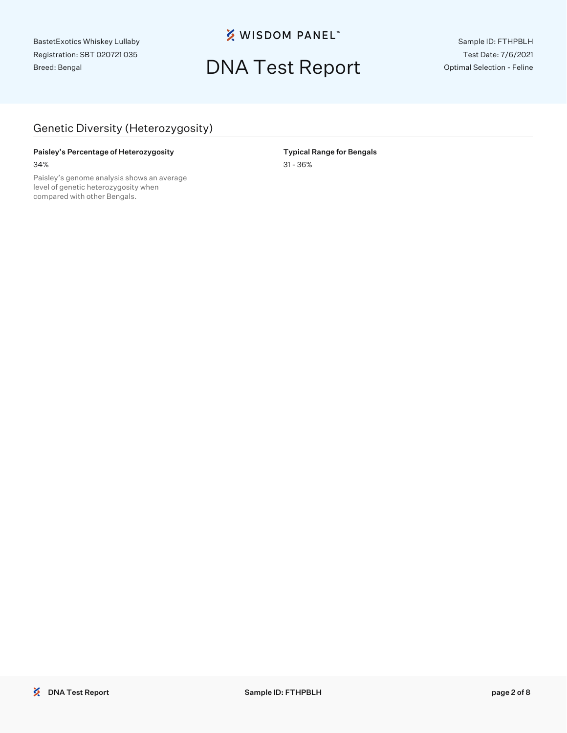## Genetic Diversity (Heterozygosity)

**Paisley's Percentage of Heterozygosity**

34%

Paisley's genome analysis shows an average level of genetic heterozygosity when compared with other Bengals.

**Typical Range for Bengals**

31 - 36%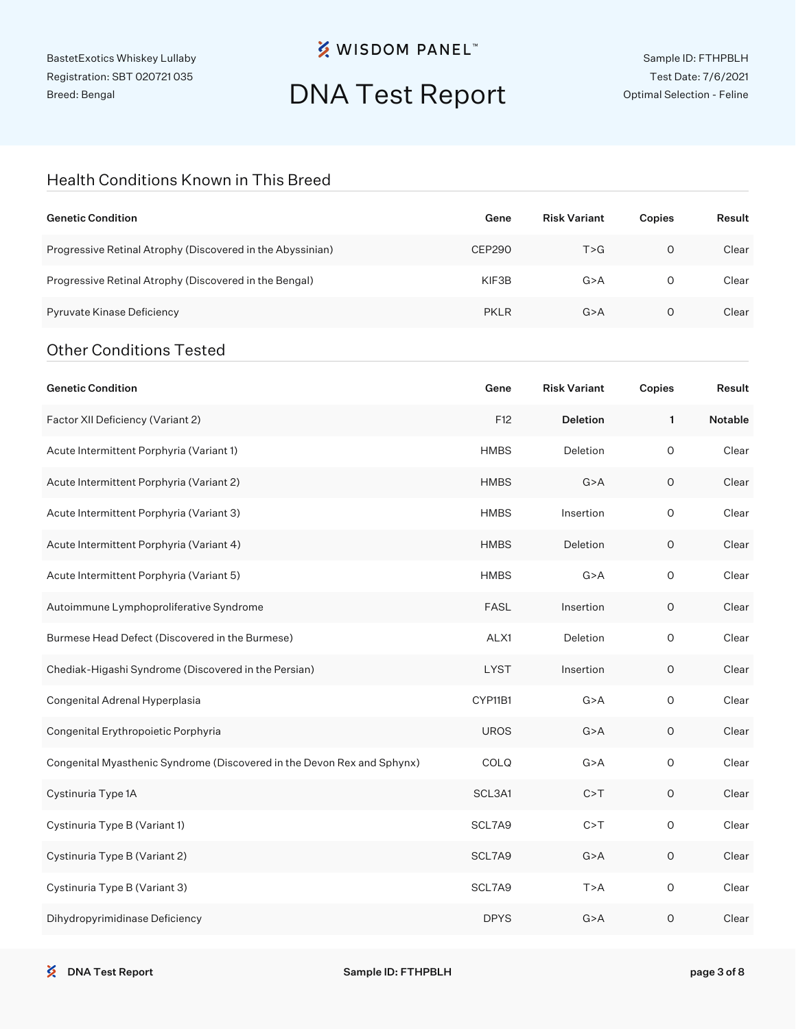BastetExotics Whiskey Lullaby
Registration: SBT 020721 035
Breed: Bengal

WISDOM PANEL™

# DNA Test Report

Sample ID: FTHPBLH
Test Date: 7/6/2021
Optimal Selection - Feline

## Health Conditions Known in This Breed

| Genetic Condition | Gene | Risk Variant | Copies | Result |
| --- | --- | --- | --- | --- |
| Progressive Retinal Atrophy (Discovered in the Abyssinian) | CEP290 | T>G | 0 | Clear |
| Progressive Retinal Atrophy (Discovered in the Bengal) | KIF3B | G>A | 0 | Clear |
| Pyruvate Kinase Deficiency | PKLR | G>A | 0 | Clear |

## Other Conditions Tested

| Genetic Condition | Gene | Risk Variant | Copies | Result |
| --- | --- | --- | --- | --- |
| Factor XII Deficiency (Variant 2) | F12 | **Deletion** | **1** | **Notable** |
| Acute Intermittent Porphyria (Variant 1) | HMBS | Deletion | 0 | Clear |
| Acute Intermittent Porphyria (Variant 2) | HMBS | G>A | 0 | Clear |
| Acute Intermittent Porphyria (Variant 3) | HMBS | Insertion | 0 | Clear |
| Acute Intermittent Porphyria (Variant 4) | HMBS | Deletion | 0 | Clear |
| Acute Intermittent Porphyria (Variant 5) | HMBS | G>A | 0 | Clear |
| Autoimmune Lymphoproliferative Syndrome | FASL | Insertion | 0 | Clear |
| Burmese Head Defect (Discovered in the Burmese) | ALX1 | Deletion | 0 | Clear |
| Chediak-Higashi Syndrome (Discovered in the Persian) | LYST | Insertion | 0 | Clear |
| Congenital Adrenal Hyperplasia | CYP11B1 | G>A | 0 | Clear |
| Congenital Erythropoietic Porphyria | UROS | G>A | 0 | Clear |
| Congenital Myasthenic Syndrome (Discovered in the Devon Rex and Sphynx) | COLQ | G>A | 0 | Clear |
| Cystinuria Type 1A | SCL3A1 | C>T | 0 | Clear |
| Cystinuria Type B (Variant 1) | SCL7A9 | C>T | 0 | Clear |
| Cystinuria Type B (Variant 2) | SCL7A9 | G>A | 0 | Clear |
| Cystinuria Type B (Variant 3) | SCL7A9 | T>A | 0 | Clear |
| Dihydropyrimidinase Deficiency | DPYS | G>A | 0 | Clear |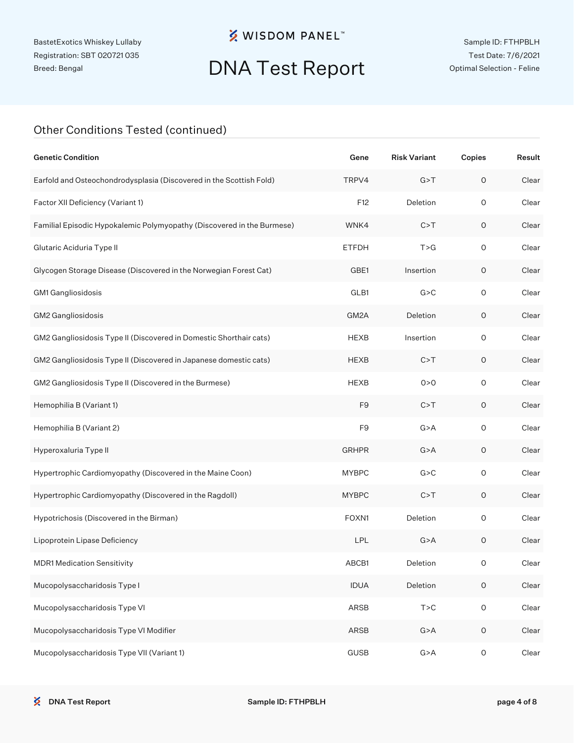## Other Conditions Tested (continued)

| Genetic Condition | Gene | Risk Variant | Copies | Result |
|---|---|---|---|---|
| Earfold and Osteochondrodysplasia (Discovered in the Scottish Fold) | TRPV4 | G>T | 0 | Clear |
| Factor XII Deficiency (Variant 1) | F12 | Deletion | 0 | Clear |
| Familial Episodic Hypokalemic Polymyopathy (Discovered in the Burmese) | WNK4 | C>T | 0 | Clear |
| Glutaric Aciduria Type II | ETFDH | T>G | 0 | Clear |
| Glycogen Storage Disease (Discovered in the Norwegian Forest Cat) | GBE1 | Insertion | 0 | Clear |
| GM1 Gangliosidosis | GLB1 | G>C | 0 | Clear |
| GM2 Gangliosidosis | GM2A | Deletion | 0 | Clear |
| GM2 Gangliosidosis Type II (Discovered in Domestic Shorthair cats) | HEXB | Insertion | 0 | Clear |
| GM2 Gangliosidosis Type II (Discovered in Japanese domestic cats) | HEXB | C>T | 0 | Clear |
| GM2 Gangliosidosis Type II (Discovered in the Burmese) | HEXB | 0>0 | 0 | Clear |
| Hemophilia B (Variant 1) | F9 | C>T | 0 | Clear |
| Hemophilia B (Variant 2) | F9 | G>A | 0 | Clear |
| Hyperoxaluria Type II | GRHPR | G>A | 0 | Clear |
| Hypertrophic Cardiomyopathy (Discovered in the Maine Coon) | MYBPC | G>C | 0 | Clear |
| Hypertrophic Cardiomyopathy (Discovered in the Ragdoll) | MYBPC | C>T | 0 | Clear |
| Hypotrichosis (Discovered in the Birman) | FOXN1 | Deletion | 0 | Clear |
| Lipoprotein Lipase Deficiency | LPL | G>A | 0 | Clear |
| MDR1 Medication Sensitivity | ABCB1 | Deletion | 0 | Clear |
| Mucopolysaccharidosis Type I | IDUA | Deletion | 0 | Clear |
| Mucopolysaccharidosis Type VI | ARSB | T>C | 0 | Clear |
| Mucopolysaccharidosis Type VI Modifier | ARSB | G>A | 0 | Clear |
| Mucopolysaccharidosis Type VII (Variant 1) | GUSB | G>A | 0 | Clear |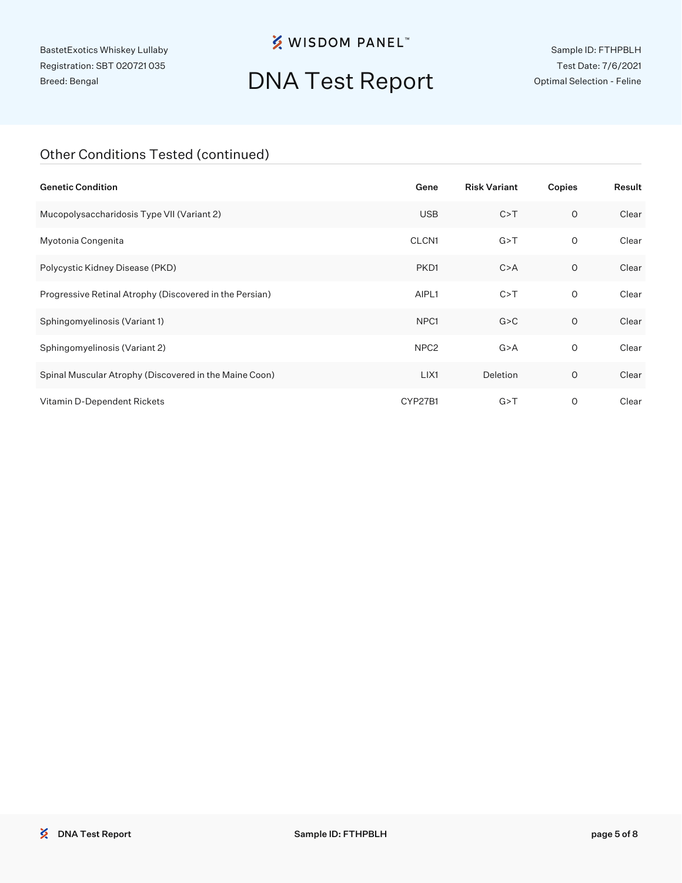BastetExotics Whiskey Lullaby
Registration: SBT 020721 035
Breed: Bengal

WISDOM PANEL™

# DNA Test Report

Sample ID: FTHPBLH
Test Date: 7/6/2021
Optimal Selection - Feline

## Other Conditions Tested (continued)

| Genetic Condition | Gene | Risk Variant | Copies | Result |
|---|---|---|---|---|
| Mucopolysaccharidosis Type VII (Variant 2) | USB | C>T | 0 | Clear |
| Myotonia Congenita | CLCN1 | G>T | 0 | Clear |
| Polycystic Kidney Disease (PKD) | PKD1 | C>A | 0 | Clear |
| Progressive Retinal Atrophy (Discovered in the Persian) | AIPL1 | C>T | 0 | Clear |
| Sphingomyelinosis (Variant 1) | NPC1 | G>C | 0 | Clear |
| Sphingomyelinosis (Variant 2) | NPC2 | G>A | 0 | Clear |
| Spinal Muscular Atrophy (Discovered in the Maine Coon) | LIX1 | Deletion | 0 | Clear |
| Vitamin D-Dependent Rickets | CYP27B1 | G>T | 0 | Clear |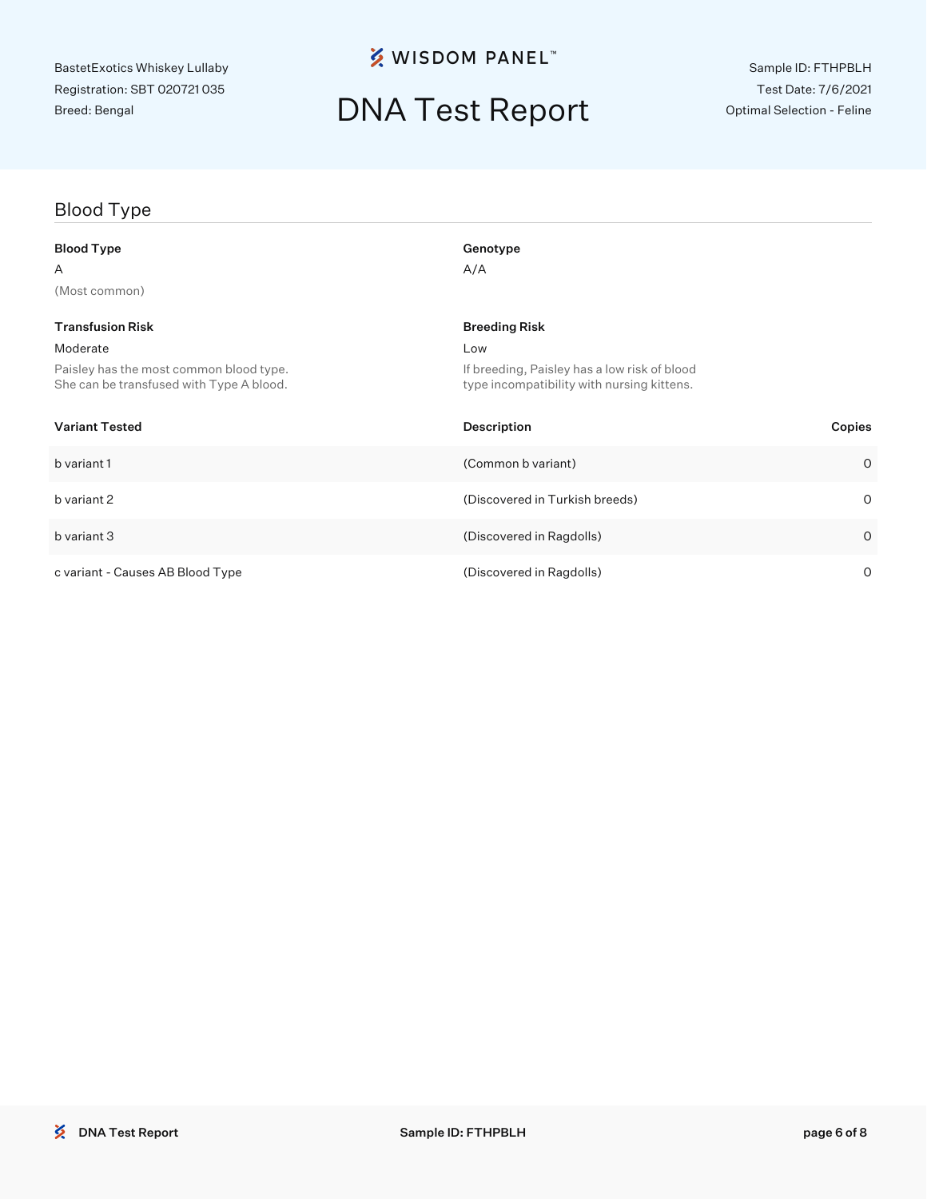BastetExotics Whiskey Lullaby
Registration: SBT 020721 035
Breed: Bengal

# DNA Test Report

Sample ID: FTHPBLH
Test Date: 7/6/2021
Optimal Selection - Feline

## Blood Type

**Blood Type**
A
(Most common)

**Genotype**
A/A

**Transfusion Risk**
Moderate
Paisley has the most common blood type. She can be transfused with Type A blood.

**Breeding Risk**
Low
If breeding, Paisley has a low risk of blood type incompatibility with nursing kittens.

| Variant Tested | Description | Copies |
|---|---|---|
| b variant 1 | (Common b variant) | 0 |
| b variant 2 | (Discovered in Turkish breeds) | 0 |
| b variant 3 | (Discovered in Ragdolls) | 0 |
| c variant - Causes AB Blood Type | (Discovered in Ragdolls) | 0 |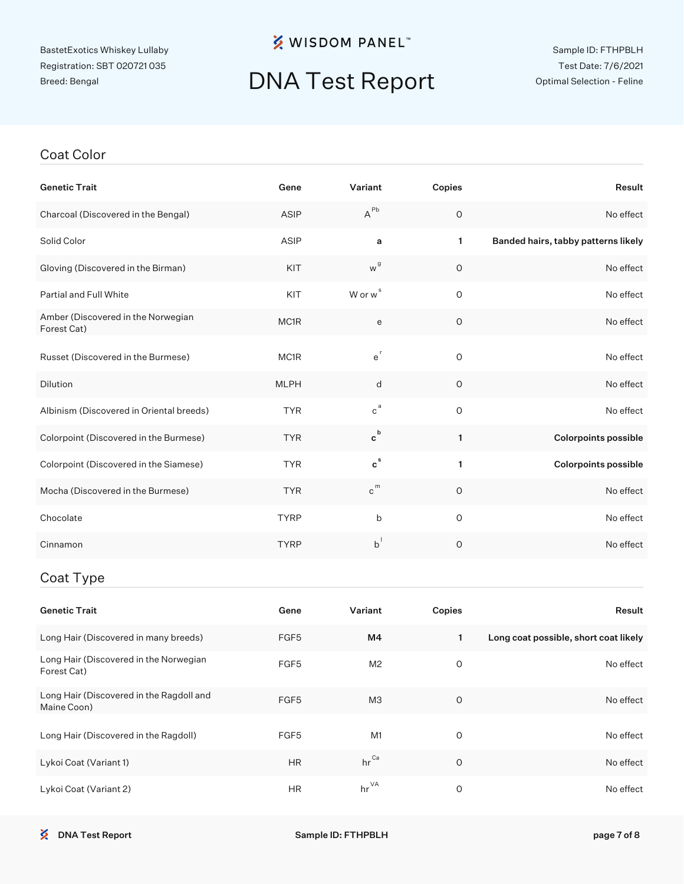BastetExotics Whiskey Lullaby
Registration: SBT 020721 035
Breed: Bengal

**WISDOM PANEL™**

# DNA Test Report

Sample ID: FTHPBLH
Test Date: 7/6/2021
Optimal Selection - Feline

## Coat Color

| Genetic Trait | Gene | Variant | Copies | Result |
|---|---|---|---|---|
| Charcoal (Discovered in the Bengal) | ASIP | $A^{Pb}$ | 0 | No effect |
| Solid Color | ASIP | **a** | **1** | **Banded hairs, tabby patterns likely** |
| Gloving (Discovered in the Birman) | KIT | $w^{g}$ | 0 | No effect |
| Partial and Full White | KIT | W or $w^{s}$ | 0 | No effect |
| Amber (Discovered in the Norwegian Forest Cat) | MC1R | e | 0 | No effect |
| Russet (Discovered in the Burmese) | MC1R | $e^{r}$ | 0 | No effect |
| Dilution | MLPH | d | 0 | No effect |
| Albinism (Discovered in Oriental breeds) | TYR | $c^{a}$ | 0 | No effect |
| Colorpoint (Discovered in the Burmese) | TYR | $\mathbf{c^{b}}$ | **1** | **Colorpoints possible** |
| Colorpoint (Discovered in the Siamese) | TYR | $\mathbf{c^{s}}$ | **1** | **Colorpoints possible** |
| Mocha (Discovered in the Burmese) | TYR | $c^{m}$ | 0 | No effect |
| Chocolate | TYRP | b | 0 | No effect |
| Cinnamon | TYRP | $b^{l}$ | 0 | No effect |

## Coat Type

| Genetic Trait | Gene | Variant | Copies | Result |
|---|---|---|---|---|
| Long Hair (Discovered in many breeds) | FGF5 | **M4** | **1** | **Long coat possible, short coat likely** |
| Long Hair (Discovered in the Norwegian Forest Cat) | FGF5 | M2 | 0 | No effect |
| Long Hair (Discovered in the Ragdoll and Maine Coon) | FGF5 | M3 | 0 | No effect |
| Long Hair (Discovered in the Ragdoll) | FGF5 | M1 | 0 | No effect |
| Lykoi Coat (Variant 1) | HR | $hr^{Ca}$ | 0 | No effect |
| Lykoi Coat (Variant 2) | HR | $hr^{VA}$ | 0 | No effect |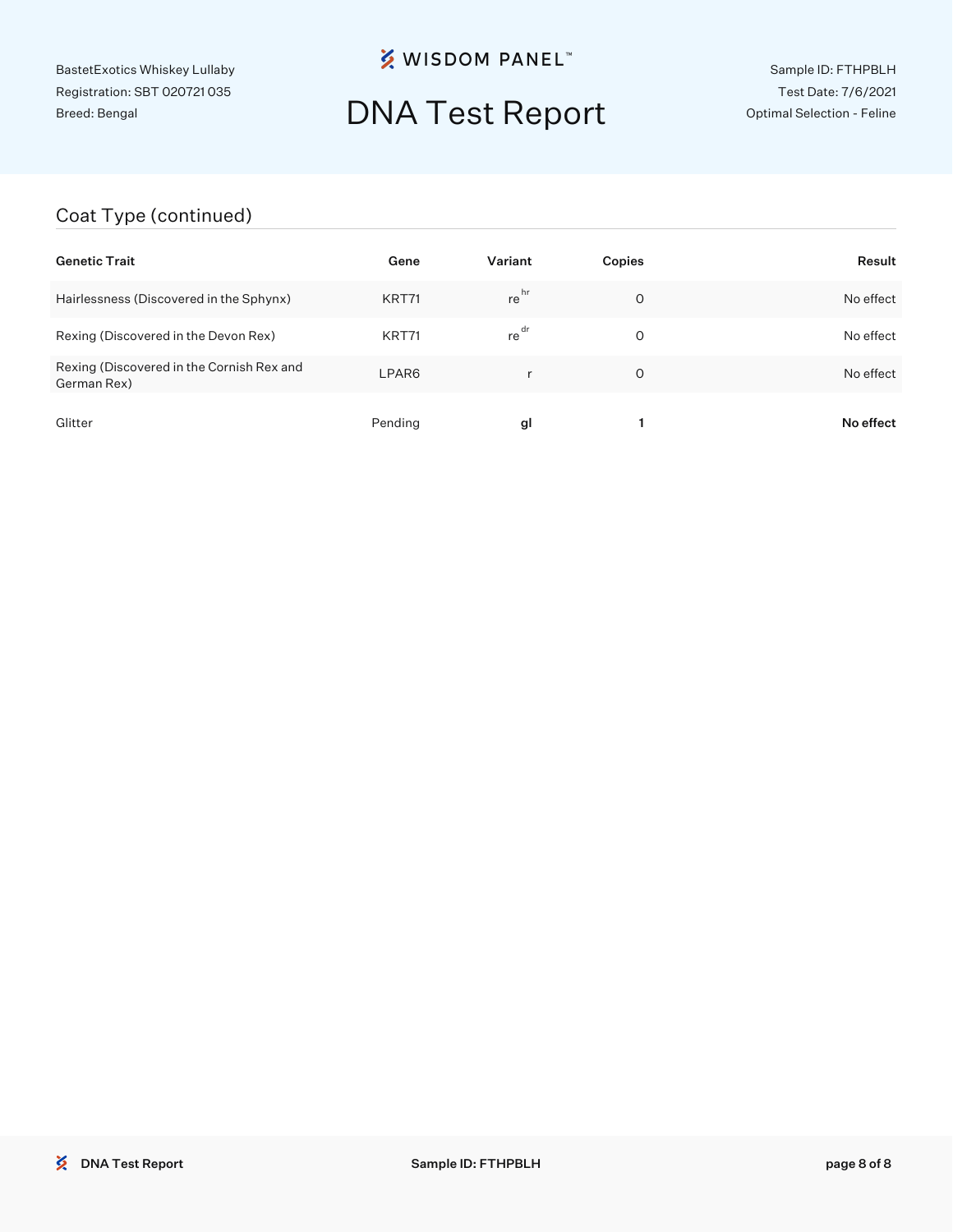BastetExotics Whiskey Lullaby
Registration: SBT 020721 035
Breed: Bengal

WISDOM PANEL™

# DNA Test Report

Sample ID: FTHPBLH
Test Date: 7/6/2021
Optimal Selection - Feline

## Coat Type (continued)

| Genetic Trait | Gene | Variant | Copies | Result |
|---|---|---|---|---|
| Hairlessness (Discovered in the Sphynx) | KRT71 | $re^{hr}$ | 0 | No effect |
| Rexing (Discovered in the Devon Rex) | KRT71 | $re^{dr}$ | 0 | No effect |
| Rexing (Discovered in the Cornish Rex and German Rex) | LPAR6 | r | 0 | No effect |
| Glitter | Pending | **gl** | **1** | **No effect** |